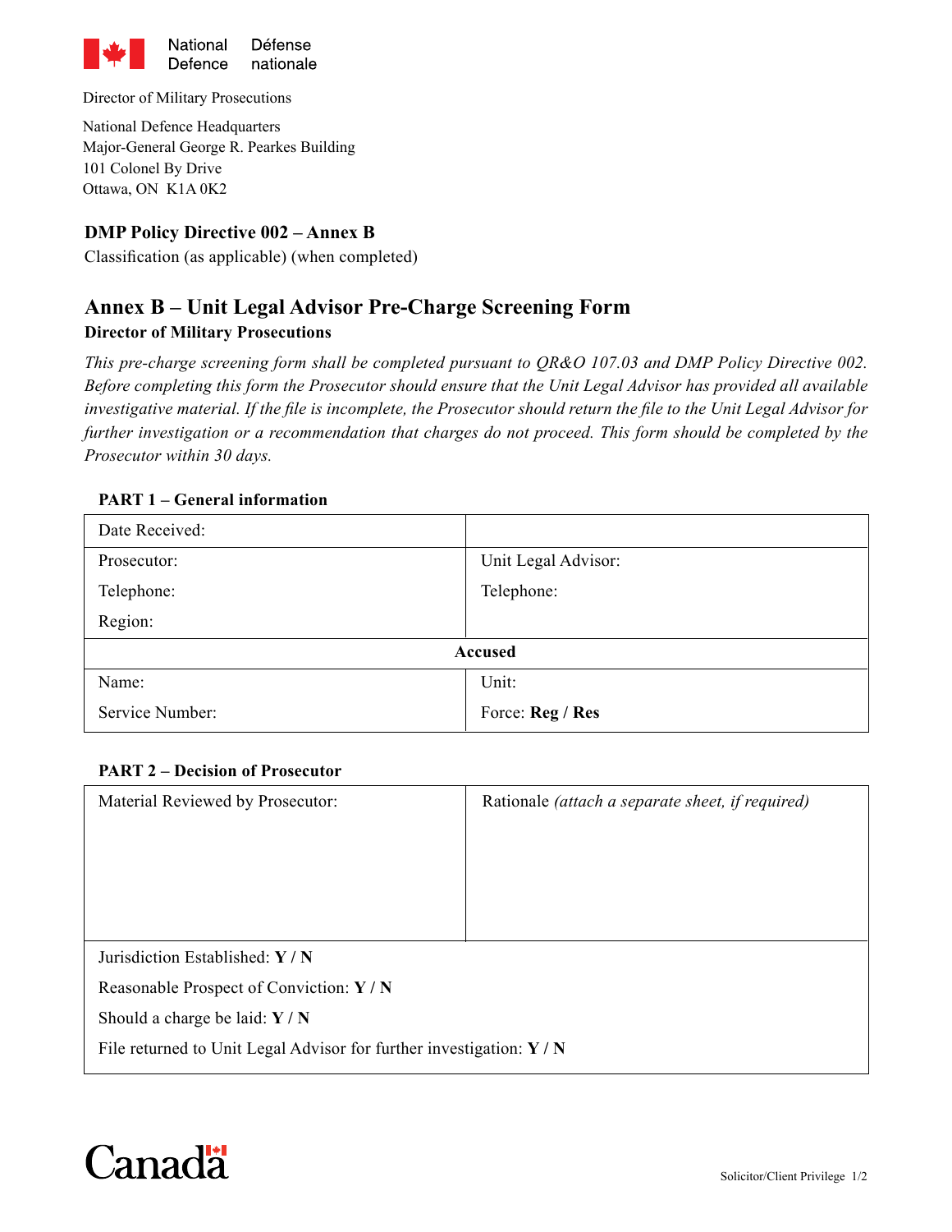National Defence Défense nationale

Director of Military Prosecutions

National Defence Headquarters
Major-General George R. Pearkes Building
101 Colonel By Drive
Ottawa, ON K1A 0K2

**DMP Policy Directive 002 – Annex B**

Classification (as applicable) (when completed)

## Annex B – Unit Legal Advisor Pre-Charge Screening Form

**Director of Military Prosecutions**

*This pre-charge screening form shall be completed pursuant to QR&O 107.03 and DMP Policy Directive 002. Before completing this form the Prosecutor should ensure that the Unit Legal Advisor has provided all available investigative material. If the file is incomplete, the Prosecutor should return the file to the Unit Legal Advisor for further investigation or a recommendation that charges do not proceed. This form should be completed by the Prosecutor within 30 days.*

### PART 1 – General information

| | |
|---|---|
| Date Received: | |
| Prosecutor:<br>Telephone:<br>Region: | Unit Legal Advisor:<br>Telephone: |
| **Accused** | |
| Name:<br>Service Number: | Unit:<br>Force: **Reg / Res** |

### PART 2 – Decision of Prosecutor

| | |
|---|---|
| Material Reviewed by Prosecutor: | Rationale *(attach a separate sheet, if required)* |
| Jurisdiction Established: **Y / N**<br>Reasonable Prospect of Conviction: **Y / N**<br>Should a charge be laid: **Y / N**<br>File returned to Unit Legal Advisor for further investigation: **Y / N** | |

Canada

Solicitor/Client Privilege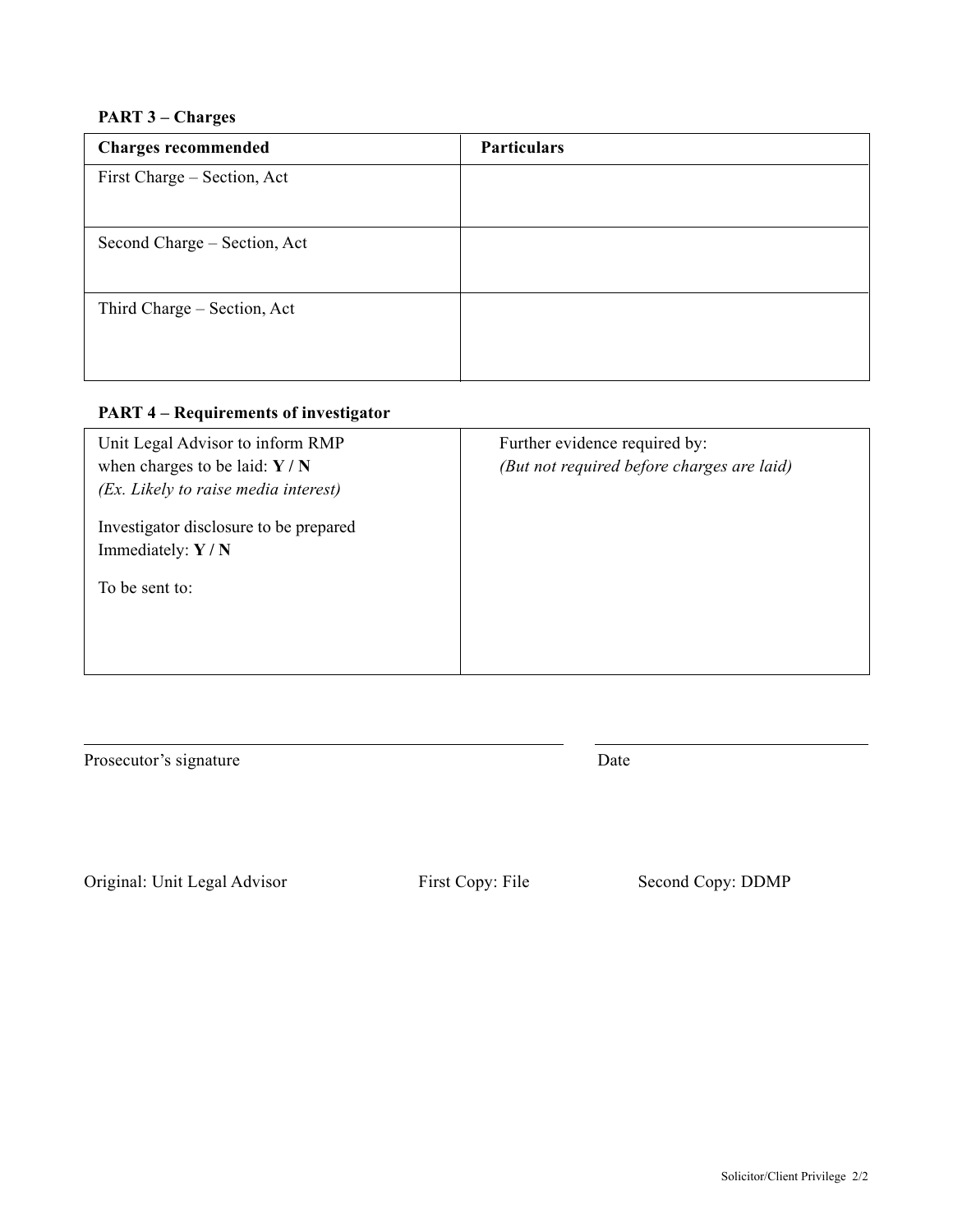**PART 3 – Charges**

| Charges recommended | Particulars |
| --- | --- |
| First Charge – Section, Act | |
| Second Charge – Section, Act | |
| Third Charge – Section, Act | |

**PART 4 – Requirements of investigator**

| | |
| --- | --- |
| Unit Legal Advisor to inform RMP when charges to be laid: **Y / N**<br>*(Ex. Likely to raise media interest)*<br><br>Investigator disclosure to be prepared Immediately: **Y / N**<br><br>To be sent to: | Further evidence required by:<br>*(But not required before charges are laid)* |

Prosecutor's signature ____________________ Date ____________________

Original: Unit Legal Advisor     First Copy: File     Second Copy: DDMP

Solicitor/Client Privilege